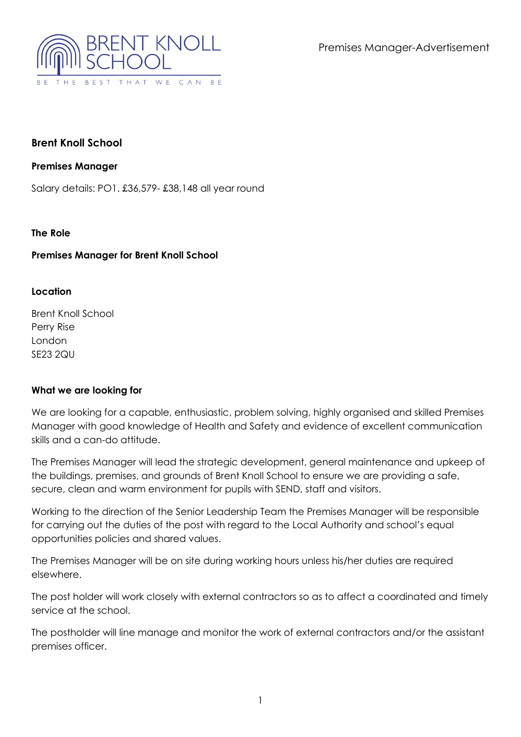# Brent Knoll School

## Premises Manager

Salary details: PO1. £36,579- £38,148 all year round

### The Role

**Premises Manager for Brent Knoll School**

### Location

Brent Knoll School
Perry Rise
London
SE23 2QU

### What we are looking for

We are looking for a capable, enthusiastic, problem solving, highly organised and skilled Premises Manager with good knowledge of Health and Safety and evidence of excellent communication skills and a can-do attitude.

The Premises Manager will lead the strategic development, general maintenance and upkeep of the buildings, premises, and grounds of Brent Knoll School to ensure we are providing a safe, secure, clean and warm environment for pupils with SEND, staff and visitors.

Working to the direction of the Senior Leadership Team the Premises Manager will be responsible for carrying out the duties of the post with regard to the Local Authority and school's equal opportunities policies and shared values.

The Premises Manager will be on site during working hours unless his/her duties are required elsewhere.

The post holder will work closely with external contractors so as to affect a coordinated and timely service at the school.

The postholder will line manage and monitor the work of external contractors and/or the assistant premises officer.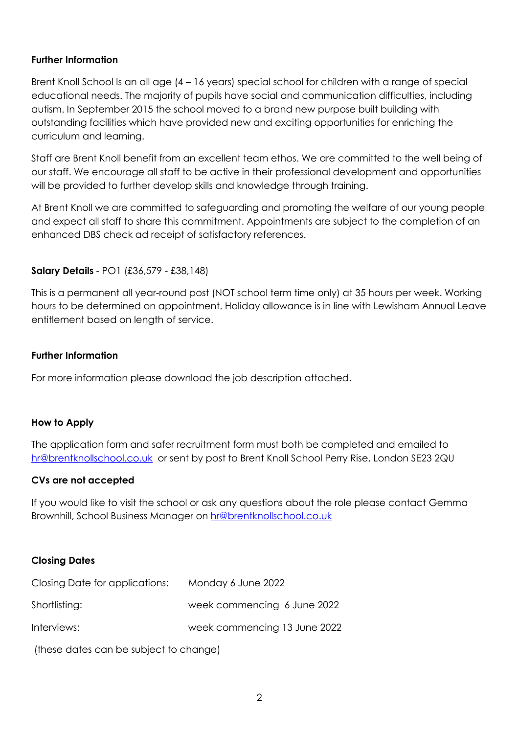**Further Information**

Brent Knoll School Is an all age (4 – 16 years) special school for children with a range of special educational needs. The majority of pupils have social and communication difficulties, including autism. In September 2015 the school moved to a brand new purpose built building with outstanding facilities which have provided new and exciting opportunities for enriching the curriculum and learning.

Staff are Brent Knoll benefit from an excellent team ethos. We are committed to the well being of our staff. We encourage all staff to be active in their professional development and opportunities will be provided to further develop skills and knowledge through training.

At Brent Knoll we are committed to safeguarding and promoting the welfare of our young people and expect all staff to share this commitment. Appointments are subject to the completion of an enhanced DBS check ad receipt of satisfactory references.

**Salary Details** - PO1 (£36,579 - £38,148)

This is a permanent all year-round post (NOT school term time only) at 35 hours per week. Working hours to be determined on appointment. Holiday allowance is in line with Lewisham Annual Leave entitlement based on length of service.

**Further Information**

For more information please download the job description attached.

**How to Apply**

The application form and safer recruitment form must both be completed and emailed to [hr@brentknollschool.co.uk](mailto:hr@brentknollschool.co.uk) or sent by post to Brent Knoll School Perry Rise, London SE23 2QU

**CVs are not accepted**

If you would like to visit the school or ask any questions about the role please contact Gemma Brownhill, School Business Manager on [hr@brentknollschool.co.uk](mailto:hr@brentknollschool.co.uk)

**Closing Dates**

| | |
|---|---|
| Closing Date for applications: | Monday 6 June 2022 |
| Shortlisting: | week commencing 6 June 2022 |
| Interviews: | week commencing 13 June 2022 |

(these dates can be subject to change)